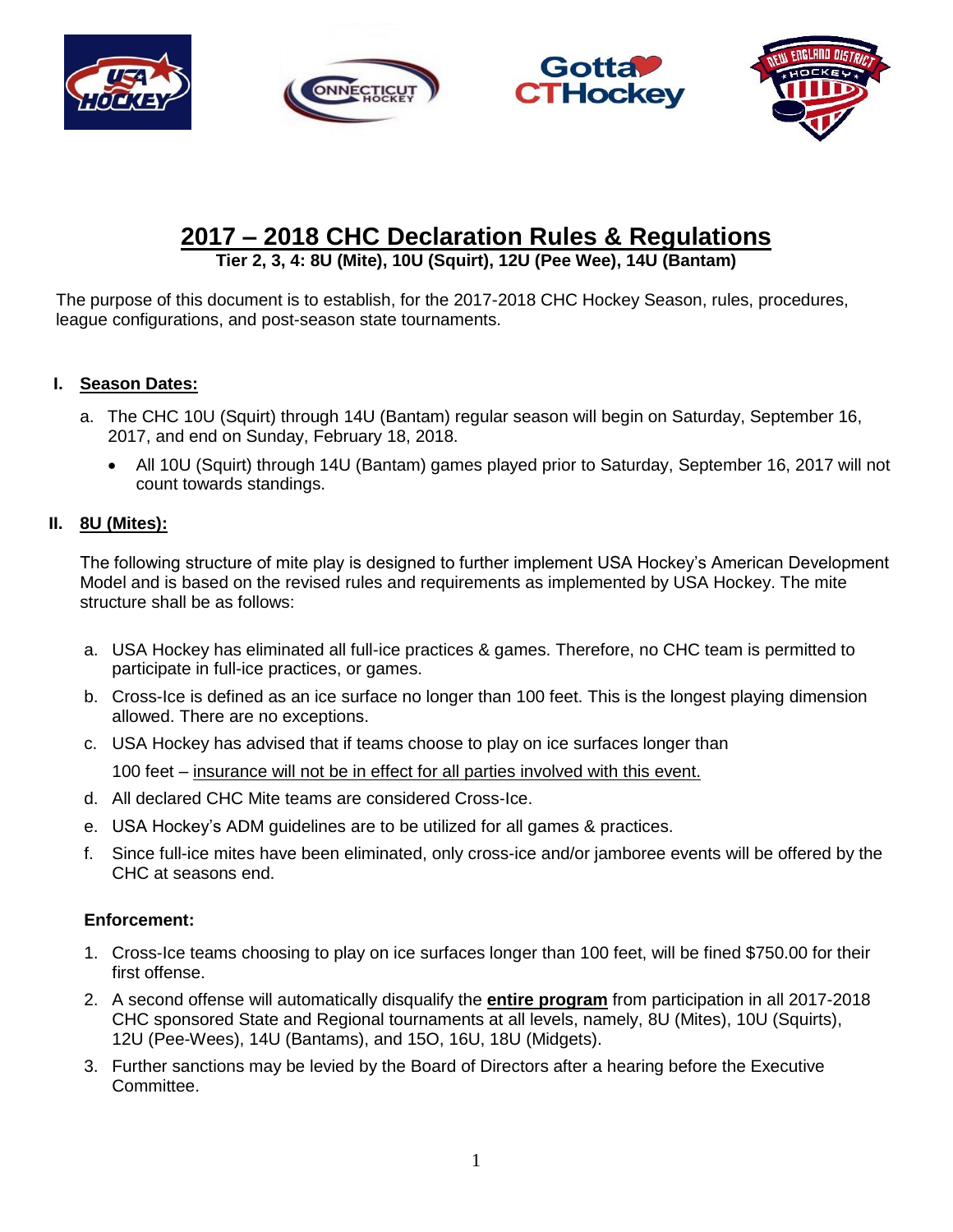# 2017 – 2018 CHC Declaration Rules & Regulations

**Tier 2, 3, 4: 8U (Mite), 10U (Squirt), 12U (Pee Wee), 14U (Bantam)**

The purpose of this document is to establish, for the 2017-2018 CHC Hockey Season, rules, procedures, league configurations, and post-season state tournaments.

## I. Season Dates:

a. The CHC 10U (Squirt) through 14U (Bantam) regular season will begin on Saturday, September 16, 2017, and end on Sunday, February 18, 2018.

- All 10U (Squirt) through 14U (Bantam) games played prior to Saturday, September 16, 2017 will not count towards standings.

## II. 8U (Mites):

The following structure of mite play is designed to further implement USA Hockey's American Development Model and is based on the revised rules and requirements as implemented by USA Hockey. The mite structure shall be as follows:

a. USA Hockey has eliminated all full-ice practices & games. Therefore, no CHC team is permitted to participate in full-ice practices, or games.

b. Cross-Ice is defined as an ice surface no longer than 100 feet. This is the longest playing dimension allowed. There are no exceptions.

c. USA Hockey has advised that if teams choose to play on ice surfaces longer than 100 feet – insurance will not be in effect for all parties involved with this event.

d. All declared CHC Mite teams are considered Cross-Ice.

e. USA Hockey's ADM guidelines are to be utilized for all games & practices.

f. Since full-ice mites have been eliminated, only cross-ice and/or jamboree events will be offered by the CHC at seasons end.

**Enforcement:**

1. Cross-Ice teams choosing to play on ice surfaces longer than 100 feet, will be fined $750.00 for their first offense.
2. A second offense will automatically disqualify the **entire program** from participation in all 2017-2018 CHC sponsored State and Regional tournaments at all levels, namely, 8U (Mites), 10U (Squirts), 12U (Pee-Wees), 14U (Bantams), and 15O, 16U, 18U (Midgets).
3. Further sanctions may be levied by the Board of Directors after a hearing before the Executive Committee.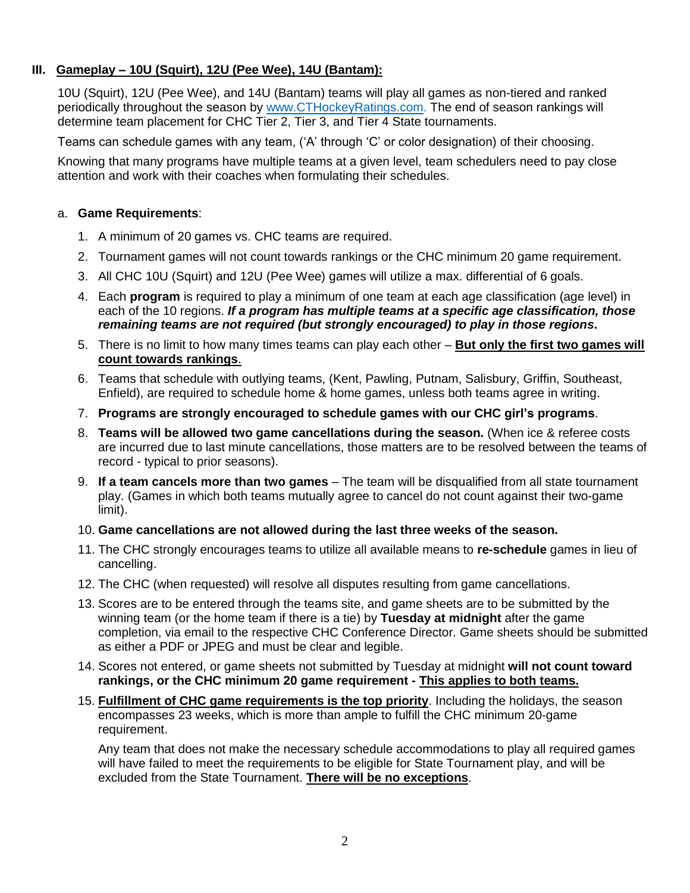### III. <u>Gameplay – 10U (Squirt), 12U (Pee Wee), 14U (Bantam):</u>

10U (Squirt), 12U (Pee Wee), and 14U (Bantam) teams will play all games as non-tiered and ranked periodically throughout the season by [www.CTHockeyRatings.com](http://www.CTHockeyRatings.com). The end of season rankings will determine team placement for CHC Tier 2, Tier 3, and Tier 4 State tournaments.

Teams can schedule games with any team, ('A' through 'C' or color designation) of their choosing.

Knowing that many programs have multiple teams at a given level, team schedulers need to pay close attention and work with their coaches when formulating their schedules.

a. **Game Requirements**:

1. A minimum of 20 games vs. CHC teams are required.
2. Tournament games will not count towards rankings or the CHC minimum 20 game requirement.
3. All CHC 10U (Squirt) and 12U (Pee Wee) games will utilize a max. differential of 6 goals.
4. Each **program** is required to play a minimum of one team at each age classification (age level) in each of the 10 regions. ***If a program has multiple teams at a specific age classification, those remaining teams are not required (but strongly encouraged) to play in those regions*.**
5. There is no limit to how many times teams can play each other – **<u>But only the first two games will count towards rankings</u>**.
6. Teams that schedule with outlying teams, (Kent, Pawling, Putnam, Salisbury, Griffin, Southeast, Enfield), are required to schedule home & home games, unless both teams agree in writing.
7. **Programs are strongly encouraged to schedule games with our CHC girl's programs**.
8. **Teams will be allowed two game cancellations during the season.** (When ice & referee costs are incurred due to last minute cancellations, those matters are to be resolved between the teams of record - typical to prior seasons).
9. **If a team cancels more than two games** – The team will be disqualified from all state tournament play. (Games in which both teams mutually agree to cancel do not count against their two-game limit).
10. **Game cancellations are not allowed during the last three weeks of the season.**
11. The CHC strongly encourages teams to utilize all available means to **re-schedule** games in lieu of cancelling.
12. The CHC (when requested) will resolve all disputes resulting from game cancellations.
13. Scores are to be entered through the teams site, and game sheets are to be submitted by the winning team (or the home team if there is a tie) by **Tuesday at midnight** after the game completion, via email to the respective CHC Conference Director. Game sheets should be submitted as either a PDF or JPEG and must be clear and legible.
14. Scores not entered, or game sheets not submitted by Tuesday at midnight **will not count toward rankings, or the CHC minimum 20 game requirement - <u>This applies to both teams.</u>**
15. **<u>Fulfillment of CHC game requirements is the top priority</u>**. Including the holidays, the season encompasses 23 weeks, which is more than ample to fulfill the CHC minimum 20-game requirement.

    Any team that does not make the necessary schedule accommodations to play all required games will have failed to meet the requirements to be eligible for State Tournament play, and will be excluded from the State Tournament. **<u>There will be no exceptions</u>**.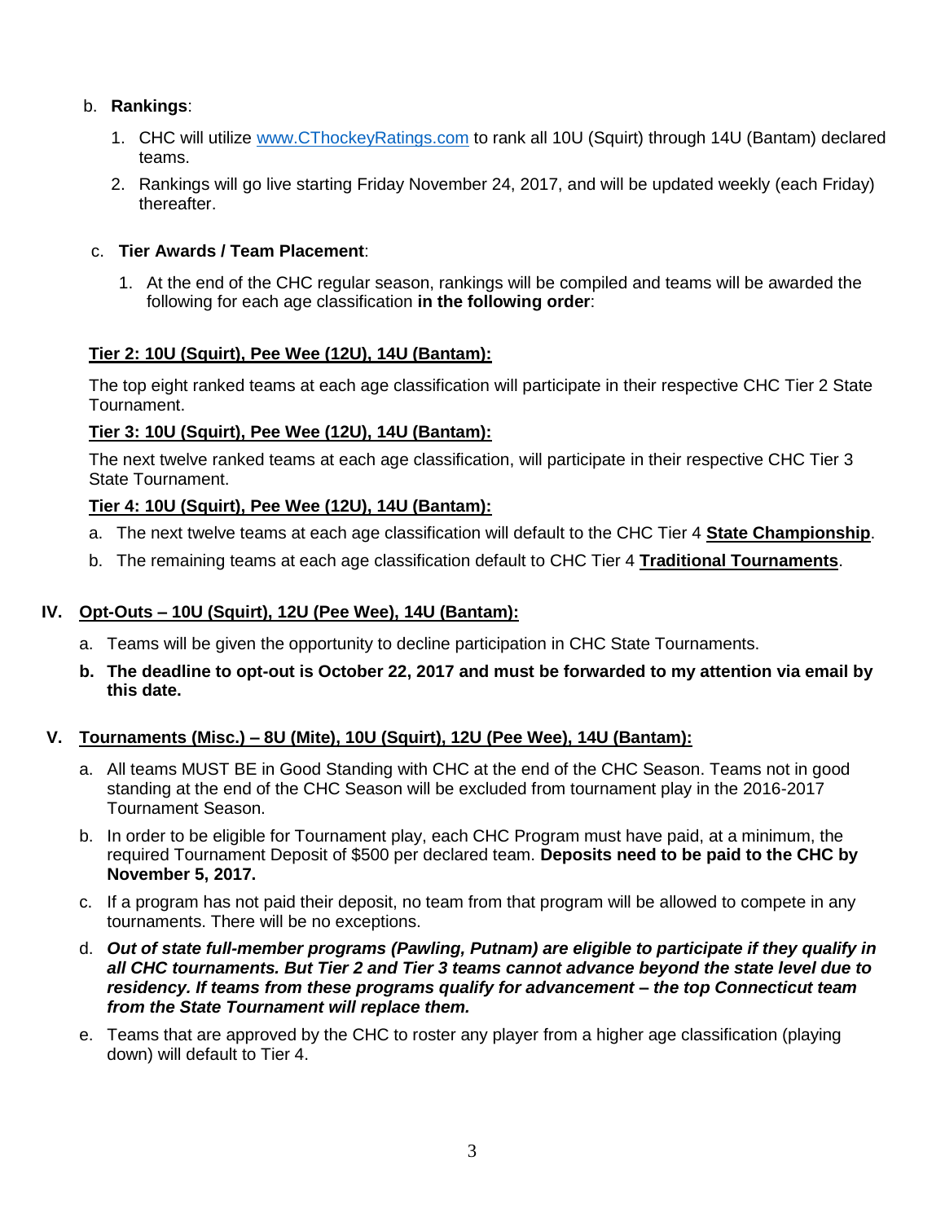b. **Rankings**:

1. CHC will utilize [www.CThockeyRatings.com](http://www.CThockeyRatings.com) to rank all 10U (Squirt) through 14U (Bantam) declared teams.
2. Rankings will go live starting Friday November 24, 2017, and will be updated weekly (each Friday) thereafter.

c. **Tier Awards / Team Placement**:

1. At the end of the CHC regular season, rankings will be compiled and teams will be awarded the following for each age classification **in the following order**:

**Tier 2: 10U (Squirt), Pee Wee (12U), 14U (Bantam):**

The top eight ranked teams at each age classification will participate in their respective CHC Tier 2 State Tournament.

**Tier 3: 10U (Squirt), Pee Wee (12U), 14U (Bantam):**

The next twelve ranked teams at each age classification, will participate in their respective CHC Tier 3 State Tournament.

**Tier 4: 10U (Squirt), Pee Wee (12U), 14U (Bantam):**

a. The next twelve teams at each age classification will default to the CHC Tier 4 **State Championship**.

b. The remaining teams at each age classification default to CHC Tier 4 **Traditional Tournaments**.

## IV. Opt-Outs – 10U (Squirt), 12U (Pee Wee), 14U (Bantam):

a. Teams will be given the opportunity to decline participation in CHC State Tournaments.

**b. The deadline to opt-out is October 22, 2017 and must be forwarded to my attention via email by this date.**

## V. Tournaments (Misc.) – 8U (Mite), 10U (Squirt), 12U (Pee Wee), 14U (Bantam):

a. All teams MUST BE in Good Standing with CHC at the end of the CHC Season. Teams not in good standing at the end of the CHC Season will be excluded from tournament play in the 2016-2017 Tournament Season.

b. In order to be eligible for Tournament play, each CHC Program must have paid, at a minimum, the required Tournament Deposit of $500 per declared team. **Deposits need to be paid to the CHC by November 5, 2017.**

c. If a program has not paid their deposit, no team from that program will be allowed to compete in any tournaments. There will be no exceptions.

d. ***Out of state full-member programs (Pawling, Putnam) are eligible to participate if they qualify in all CHC tournaments. But Tier 2 and Tier 3 teams cannot advance beyond the state level due to residency. If teams from these programs qualify for advancement – the top Connecticut team from the State Tournament will replace them.***

e. Teams that are approved by the CHC to roster any player from a higher age classification (playing down) will default to Tier 4.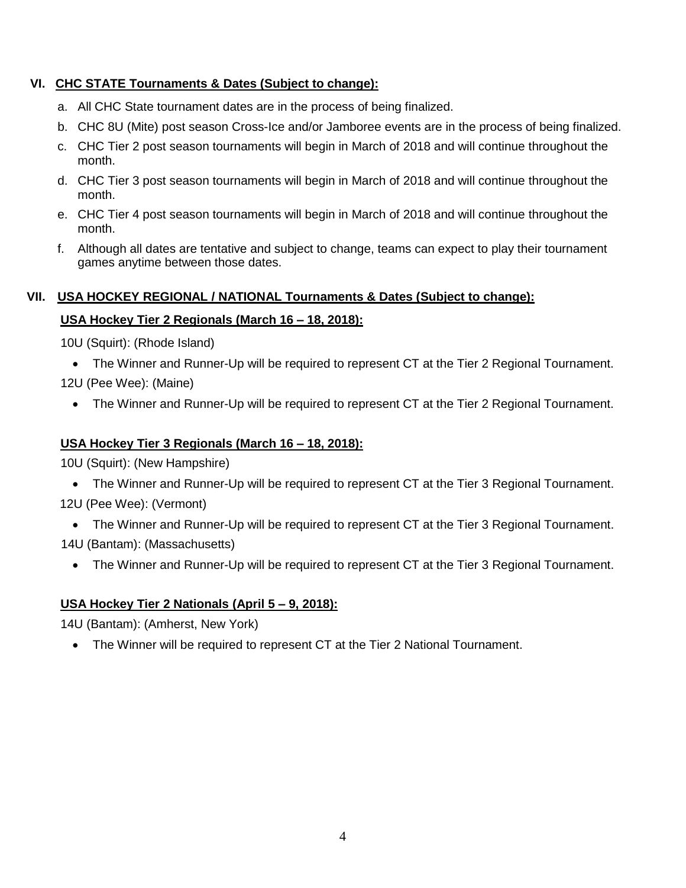## VI. CHC STATE Tournaments & Dates (Subject to change):

a. All CHC State tournament dates are in the process of being finalized.

b. CHC 8U (Mite) post season Cross-Ice and/or Jamboree events are in the process of being finalized.

c. CHC Tier 2 post season tournaments will begin in March of 2018 and will continue throughout the month.

d. CHC Tier 3 post season tournaments will begin in March of 2018 and will continue throughout the month.

e. CHC Tier 4 post season tournaments will begin in March of 2018 and will continue throughout the month.

f. Although all dates are tentative and subject to change, teams can expect to play their tournament games anytime between those dates.

## VII. USA HOCKEY REGIONAL / NATIONAL Tournaments & Dates (Subject to change):

### USA Hockey Tier 2 Regionals (March 16 – 18, 2018):

10U (Squirt): (Rhode Island)

- The Winner and Runner-Up will be required to represent CT at the Tier 2 Regional Tournament.

12U (Pee Wee): (Maine)

- The Winner and Runner-Up will be required to represent CT at the Tier 2 Regional Tournament.

### USA Hockey Tier 3 Regionals (March 16 – 18, 2018):

10U (Squirt): (New Hampshire)

- The Winner and Runner-Up will be required to represent CT at the Tier 3 Regional Tournament.

12U (Pee Wee): (Vermont)

- The Winner and Runner-Up will be required to represent CT at the Tier 3 Regional Tournament.

14U (Bantam): (Massachusetts)

- The Winner and Runner-Up will be required to represent CT at the Tier 3 Regional Tournament.

### USA Hockey Tier 2 Nationals (April 5 – 9, 2018):

14U (Bantam): (Amherst, New York)

- The Winner will be required to represent CT at the Tier 2 National Tournament.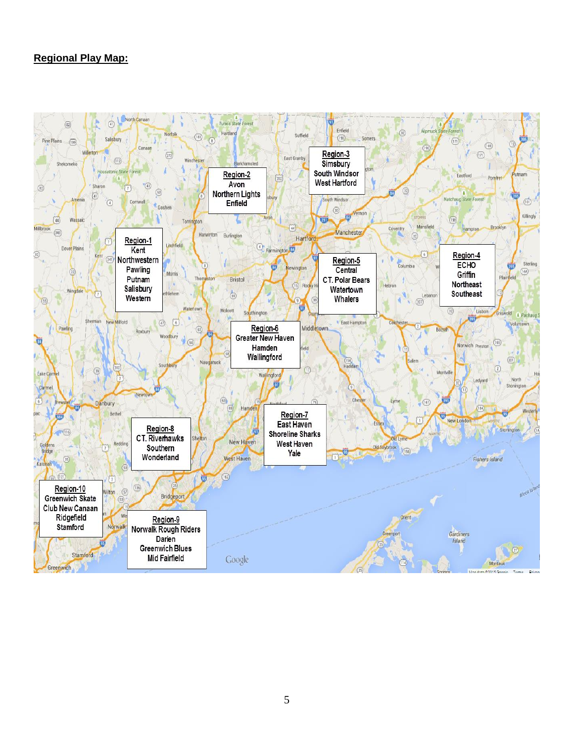**Regional Play Map:**

Region-1
Kent
Northwestern
Pawling
Putnam
Salisbury
Western

Region-2
Avon
Northern Lights
Enfield

Region-3
Simsbury
South Windsor
West Hartford

Region-4
ECHO
Griffin
Northeast
Southeast

Region-5
Central
CT. Polar Bears
Watertown
Whalers

Region-6
Greater New Haven
Hamden
Wallingford

Region-7
East Haven
Shoreline Sharks
West Haven
Yale

Region-8
CT. Riverhawks
Southern
Wonderland

Region-9
Norwalk Rough Riders
Darien
Greenwich Blues
Mid Fairfield

Region-10
Greenwich Skate Club New Canaan
Ridgefield
Stamford